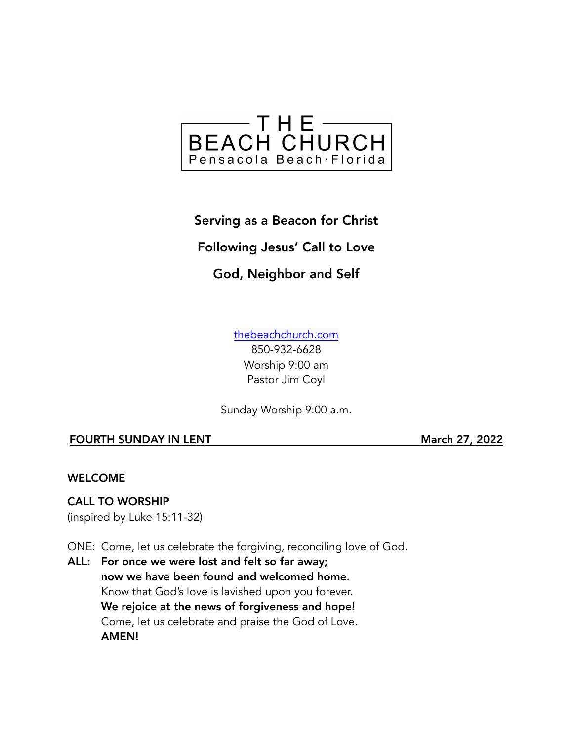# THE BEACH CHURCH

Pensacola Beach · Florida

**Serving as a Beacon for Christ**

**Following Jesus' Call to Love**

**God, Neighbor and Self**

thebeachchurch.com
850-932-6628
Worship 9:00 am
Pastor Jim Coyl

Sunday Worship 9:00 a.m.

**FOURTH SUNDAY IN LENT** **March 27, 2022**

## WELCOME

## CALL TO WORSHIP

(inspired by Luke 15:11-32)

ONE: Come, let us celebrate the forgiving, reconciling love of God.

**ALL: For once we were lost and felt so far away;**
**now we have been found and welcomed home.**

Know that God's love is lavished upon you forever.

**We rejoice at the news of forgiveness and hope!**

Come, let us celebrate and praise the God of Love.

**AMEN!**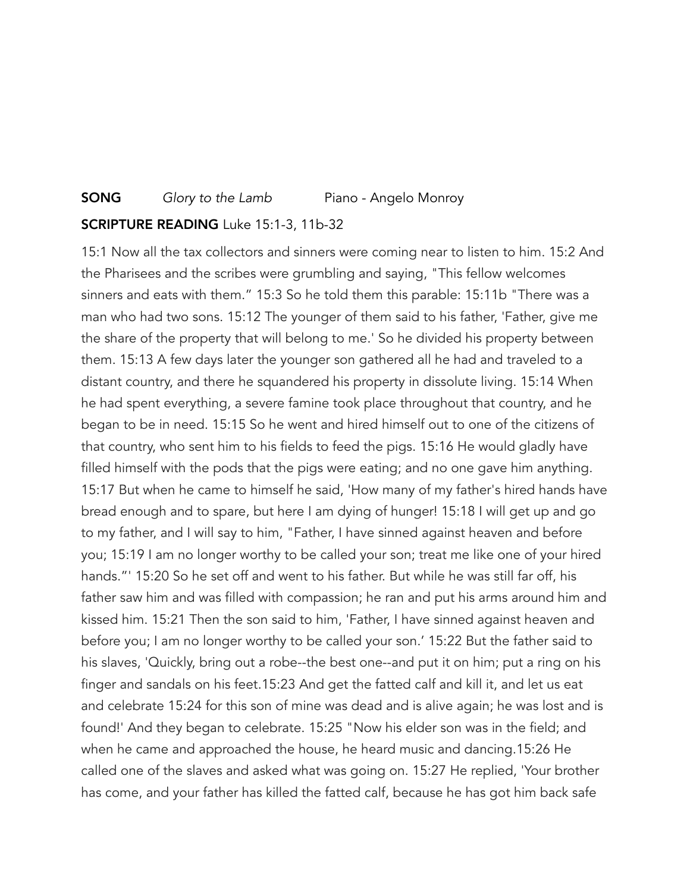**SONG** *Glory to the Lamb* Piano - Angelo Monroy

**SCRIPTURE READING** Luke 15:1-3, 11b-32

15:1 Now all the tax collectors and sinners were coming near to listen to him. 15:2 And the Pharisees and the scribes were grumbling and saying, "This fellow welcomes sinners and eats with them." 15:3 So he told them this parable: 15:11b "There was a man who had two sons. 15:12 The younger of them said to his father, 'Father, give me the share of the property that will belong to me.' So he divided his property between them. 15:13 A few days later the younger son gathered all he had and traveled to a distant country, and there he squandered his property in dissolute living. 15:14 When he had spent everything, a severe famine took place throughout that country, and he began to be in need. 15:15 So he went and hired himself out to one of the citizens of that country, who sent him to his fields to feed the pigs. 15:16 He would gladly have filled himself with the pods that the pigs were eating; and no one gave him anything. 15:17 But when he came to himself he said, 'How many of my father's hired hands have bread enough and to spare, but here I am dying of hunger! 15:18 I will get up and go to my father, and I will say to him, "Father, I have sinned against heaven and before you; 15:19 I am no longer worthy to be called your son; treat me like one of your hired hands."' 15:20 So he set off and went to his father. But while he was still far off, his father saw him and was filled with compassion; he ran and put his arms around him and kissed him. 15:21 Then the son said to him, 'Father, I have sinned against heaven and before you; I am no longer worthy to be called your son.' 15:22 But the father said to his slaves, 'Quickly, bring out a robe--the best one--and put it on him; put a ring on his finger and sandals on his feet.15:23 And get the fatted calf and kill it, and let us eat and celebrate 15:24 for this son of mine was dead and is alive again; he was lost and is found!' And they began to celebrate. 15:25 "Now his elder son was in the field; and when he came and approached the house, he heard music and dancing.15:26 He called one of the slaves and asked what was going on. 15:27 He replied, 'Your brother has come, and your father has killed the fatted calf, because he has got him back safe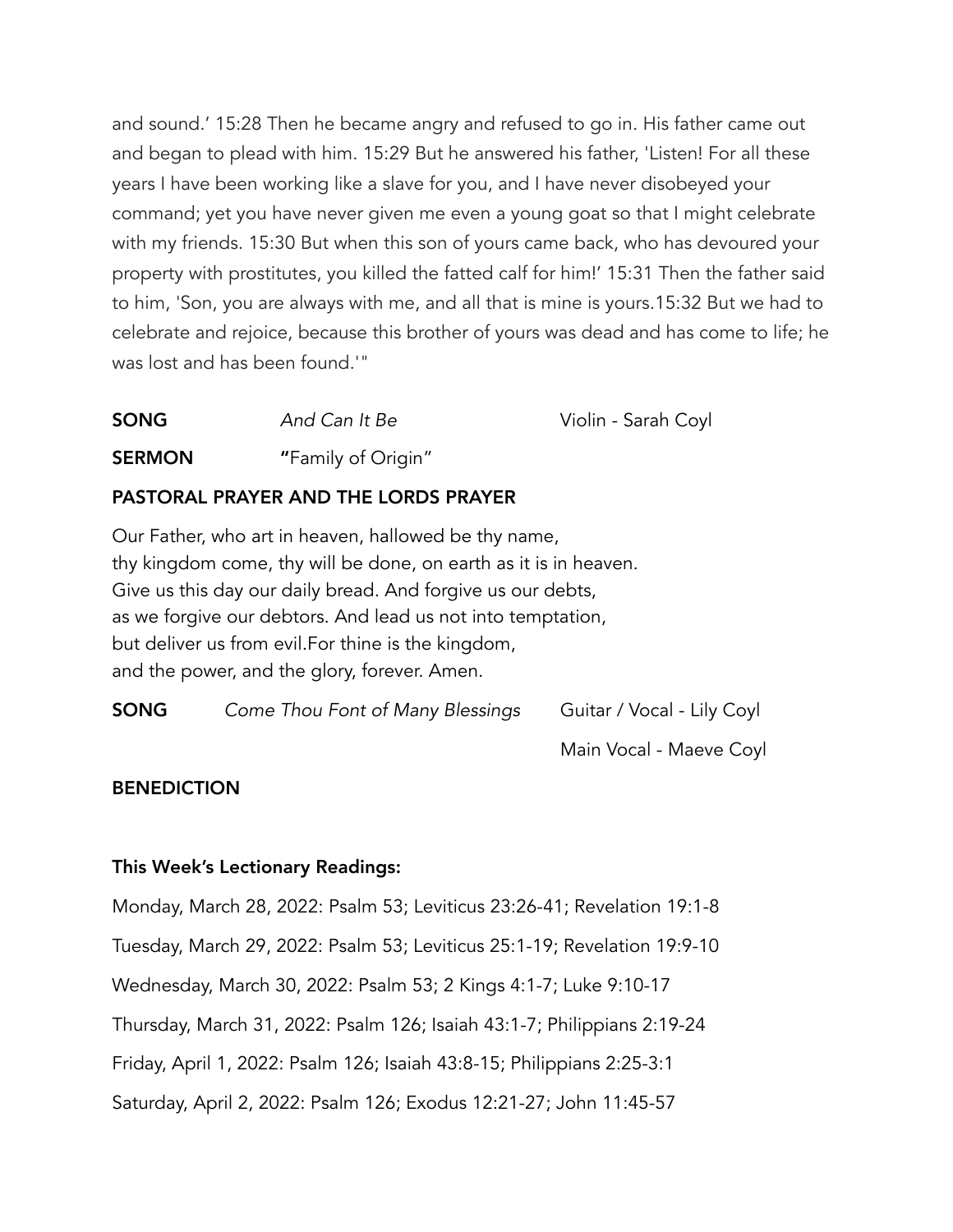and sound.' 15:28 Then he became angry and refused to go in. His father came out and began to plead with him. 15:29 But he answered his father, 'Listen! For all these years I have been working like a slave for you, and I have never disobeyed your command; yet you have never given me even a young goat so that I might celebrate with my friends. 15:30 But when this son of yours came back, who has devoured your property with prostitutes, you killed the fatted calf for him!' 15:31 Then the father said to him, 'Son, you are always with me, and all that is mine is yours.15:32 But we had to celebrate and rejoice, because this brother of yours was dead and has come to life; he was lost and has been found.'"

**SONG** *And Can It Be* Violin - Sarah Coyl

**SERMON** "Family of Origin"

**PASTORAL PRAYER AND THE LORDS PRAYER**

Our Father, who art in heaven, hallowed be thy name,
thy kingdom come, thy will be done, on earth as it is in heaven.
Give us this day our daily bread. And forgive us our debts,
as we forgive our debtors. And lead us not into temptation,
but deliver us from evil.For thine is the kingdom,
and the power, and the glory, forever. Amen.

**SONG** *Come Thou Font of Many Blessings* Guitar / Vocal - Lily Coyl
Main Vocal - Maeve Coyl

**BENEDICTION**

**This Week's Lectionary Readings:**

Monday, March 28, 2022: Psalm 53; Leviticus 23:26-41; Revelation 19:1-8

Tuesday, March 29, 2022: Psalm 53; Leviticus 25:1-19; Revelation 19:9-10

Wednesday, March 30, 2022: Psalm 53; 2 Kings 4:1-7; Luke 9:10-17

Thursday, March 31, 2022: Psalm 126; Isaiah 43:1-7; Philippians 2:19-24

Friday, April 1, 2022: Psalm 126; Isaiah 43:8-15; Philippians 2:25-3:1

Saturday, April 2, 2022: Psalm 126; Exodus 12:21-27; John 11:45-57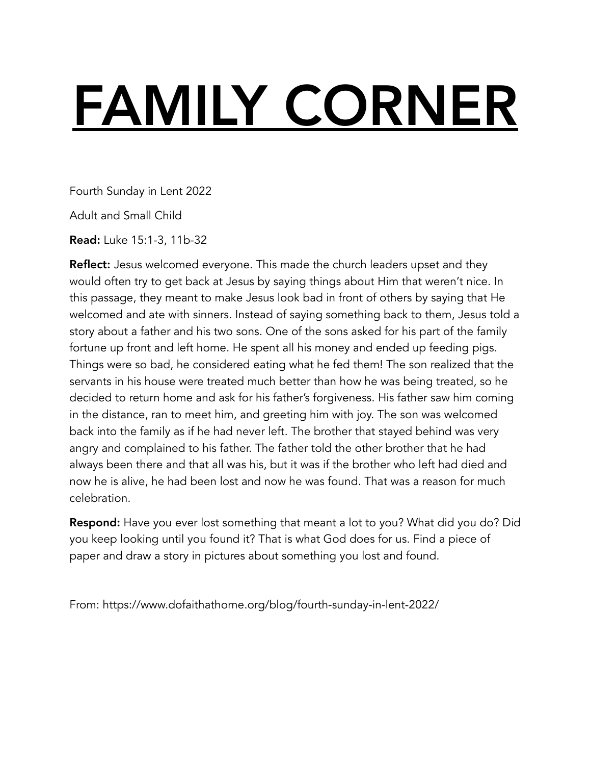# FAMILY CORNER

Fourth Sunday in Lent 2022

Adult and Small Child

**Read:** Luke 15:1-3, 11b-32

**Reflect:** Jesus welcomed everyone. This made the church leaders upset and they would often try to get back at Jesus by saying things about Him that weren't nice. In this passage, they meant to make Jesus look bad in front of others by saying that He welcomed and ate with sinners. Instead of saying something back to them, Jesus told a story about a father and his two sons. One of the sons asked for his part of the family fortune up front and left home. He spent all his money and ended up feeding pigs. Things were so bad, he considered eating what he fed them! The son realized that the servants in his house were treated much better than how he was being treated, so he decided to return home and ask for his father's forgiveness. His father saw him coming in the distance, ran to meet him, and greeting him with joy. The son was welcomed back into the family as if he had never left. The brother that stayed behind was very angry and complained to his father. The father told the other brother that he had always been there and that all was his, but it was if the brother who left had died and now he is alive, he had been lost and now he was found. That was a reason for much celebration.

**Respond:** Have you ever lost something that meant a lot to you? What did you do? Did you keep looking until you found it? That is what God does for us. Find a piece of paper and draw a story in pictures about something you lost and found.

From: https://www.dofaithathome.org/blog/fourth-sunday-in-lent-2022/